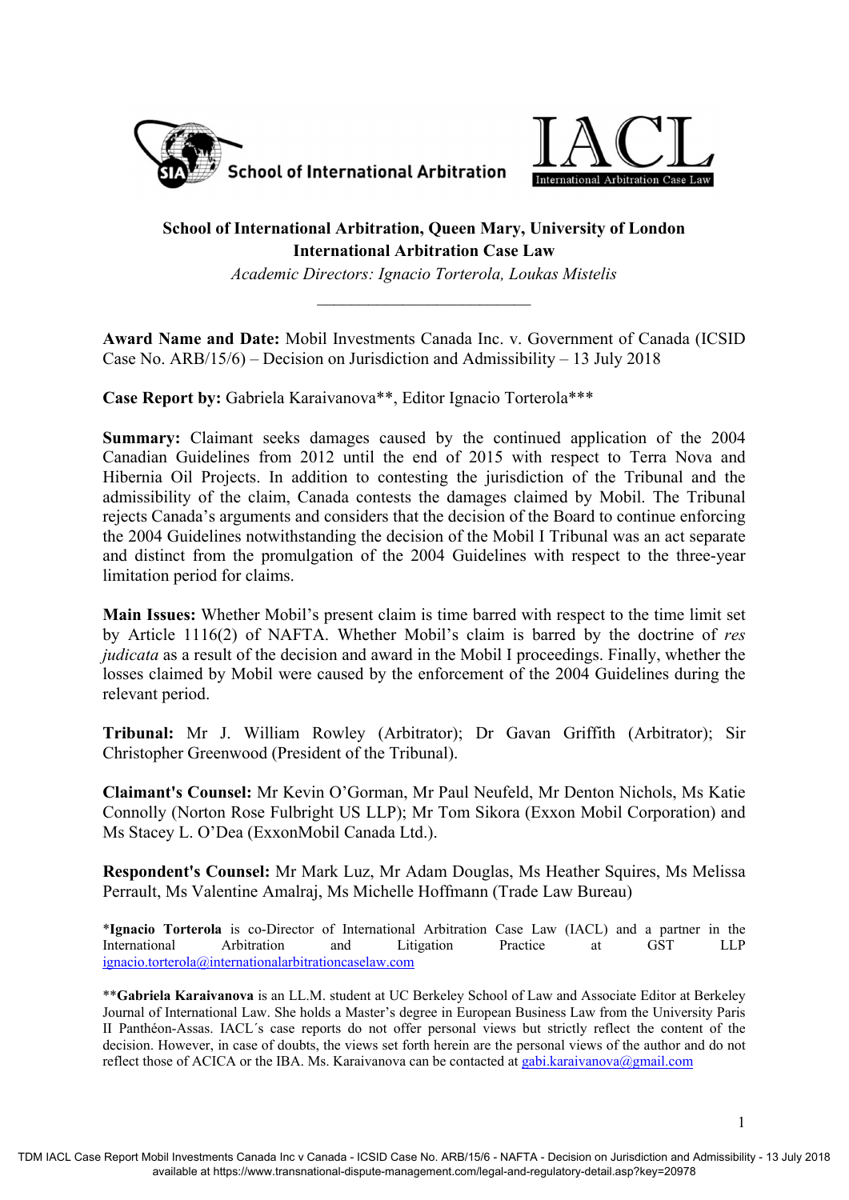**School of International Arbitration, Queen Mary, University of London**
**International Arbitration Case Law**

*Academic Directors: Ignacio Torterola, Loukas Mistelis*

---

**Award Name and Date:** Mobil Investments Canada Inc. v. Government of Canada (ICSID Case No. ARB/15/6) – Decision on Jurisdiction and Admissibility – 13 July 2018

**Case Report by:** Gabriela Karaivanova**, Editor Ignacio Torterola***

**Summary:** Claimant seeks damages caused by the continued application of the 2004 Canadian Guidelines from 2012 until the end of 2015 with respect to Terra Nova and Hibernia Oil Projects. In addition to contesting the jurisdiction of the Tribunal and the admissibility of the claim, Canada contests the damages claimed by Mobil. The Tribunal rejects Canada's arguments and considers that the decision of the Board to continue enforcing the 2004 Guidelines notwithstanding the decision of the Mobil I Tribunal was an act separate and distinct from the promulgation of the 2004 Guidelines with respect to the three-year limitation period for claims.

**Main Issues:** Whether Mobil's present claim is time barred with respect to the time limit set by Article 1116(2) of NAFTA. Whether Mobil's claim is barred by the doctrine of *res judicata* as a result of the decision and award in the Mobil I proceedings. Finally, whether the losses claimed by Mobil were caused by the enforcement of the 2004 Guidelines during the relevant period.

**Tribunal:** Mr J. William Rowley (Arbitrator); Dr Gavan Griffith (Arbitrator); Sir Christopher Greenwood (President of the Tribunal).

**Claimant's Counsel:** Mr Kevin O'Gorman, Mr Paul Neufeld, Mr Denton Nichols, Ms Katie Connolly (Norton Rose Fulbright US LLP); Mr Tom Sikora (Exxon Mobil Corporation) and Ms Stacey L. O'Dea (ExxonMobil Canada Ltd.).

**Respondent's Counsel:** Mr Mark Luz, Mr Adam Douglas, Ms Heather Squires, Ms Melissa Perrault, Ms Valentine Amalraj, Ms Michelle Hoffmann (Trade Law Bureau)

*__Ignacio Torterola__ is co-Director of International Arbitration Case Law (IACL) and a partner in the International Arbitration and Litigation Practice at GST LLP ignacio.torterola@internationalarbitrationcaselaw.com

**__Gabriela Karaivanova__ is an LL.M. student at UC Berkeley School of Law and Associate Editor at Berkeley Journal of International Law. She holds a Master's degree in European Business Law from the University Paris II Panthéon-Assas. IACL´s case reports do not offer personal views but strictly reflect the content of the decision. However, in case of doubts, the views set forth herein are the personal views of the author and do not reflect those of ACICA or the IBA. Ms. Karaivanova can be contacted at gabi.karaivanova@gmail.com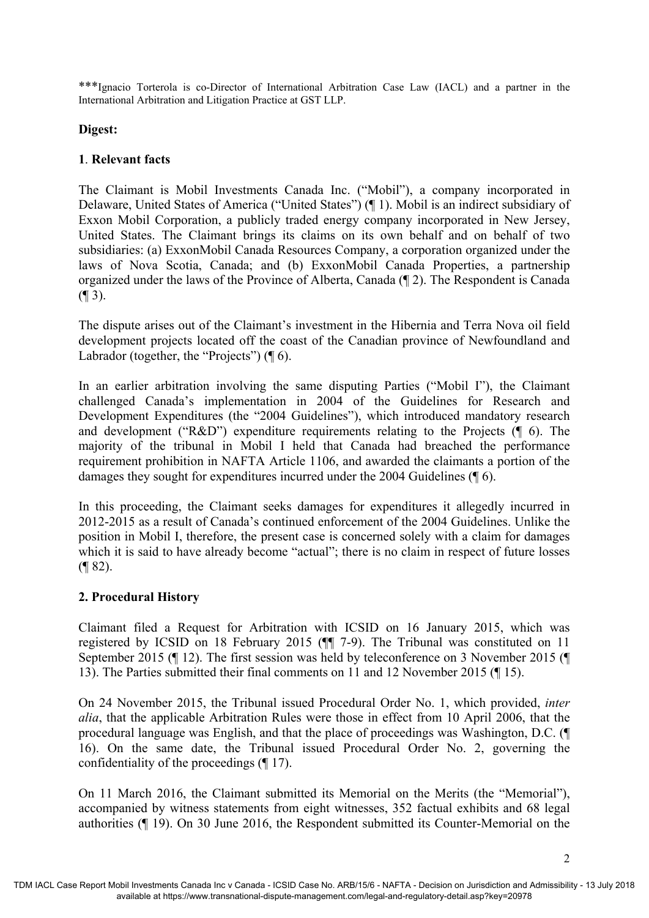***Ignacio Torterola is co-Director of International Arbitration Case Law (IACL) and a partner in the International Arbitration and Litigation Practice at GST LLP.

**Digest:**

**1**. **Relevant facts**

The Claimant is Mobil Investments Canada Inc. ("Mobil"), a company incorporated in Delaware, United States of America ("United States") (¶ 1). Mobil is an indirect subsidiary of Exxon Mobil Corporation, a publicly traded energy company incorporated in New Jersey, United States. The Claimant brings its claims on its own behalf and on behalf of two subsidiaries: (a) ExxonMobil Canada Resources Company, a corporation organized under the laws of Nova Scotia, Canada; and (b) ExxonMobil Canada Properties, a partnership organized under the laws of the Province of Alberta, Canada (¶ 2). The Respondent is Canada (¶ 3).

The dispute arises out of the Claimant's investment in the Hibernia and Terra Nova oil field development projects located off the coast of the Canadian province of Newfoundland and Labrador (together, the "Projects") (¶ 6).

In an earlier arbitration involving the same disputing Parties ("Mobil I"), the Claimant challenged Canada's implementation in 2004 of the Guidelines for Research and Development Expenditures (the "2004 Guidelines"), which introduced mandatory research and development ("R&D") expenditure requirements relating to the Projects (¶ 6). The majority of the tribunal in Mobil I held that Canada had breached the performance requirement prohibition in NAFTA Article 1106, and awarded the claimants a portion of the damages they sought for expenditures incurred under the 2004 Guidelines (¶ 6).

In this proceeding, the Claimant seeks damages for expenditures it allegedly incurred in 2012-2015 as a result of Canada's continued enforcement of the 2004 Guidelines. Unlike the position in Mobil I, therefore, the present case is concerned solely with a claim for damages which it is said to have already become "actual"; there is no claim in respect of future losses (¶ 82).

**2. Procedural History**

Claimant filed a Request for Arbitration with ICSID on 16 January 2015, which was registered by ICSID on 18 February 2015 (¶¶ 7-9). The Tribunal was constituted on 11 September 2015 (¶ 12). The first session was held by teleconference on 3 November 2015 (¶ 13). The Parties submitted their final comments on 11 and 12 November 2015 (¶ 15).

On 24 November 2015, the Tribunal issued Procedural Order No. 1, which provided, *inter alia*, that the applicable Arbitration Rules were those in effect from 10 April 2006, that the procedural language was English, and that the place of proceedings was Washington, D.C. (¶ 16). On the same date, the Tribunal issued Procedural Order No. 2, governing the confidentiality of the proceedings (¶ 17).

On 11 March 2016, the Claimant submitted its Memorial on the Merits (the "Memorial"), accompanied by witness statements from eight witnesses, 352 factual exhibits and 68 legal authorities (¶ 19). On 30 June 2016, the Respondent submitted its Counter-Memorial on the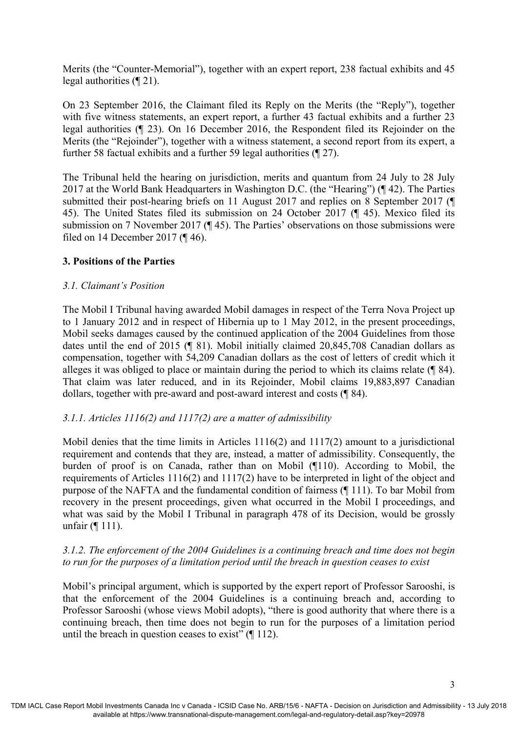Merits (the "Counter-Memorial"), together with an expert report, 238 factual exhibits and 45 legal authorities (¶ 21).

On 23 September 2016, the Claimant filed its Reply on the Merits (the "Reply"), together with five witness statements, an expert report, a further 43 factual exhibits and a further 23 legal authorities (¶ 23). On 16 December 2016, the Respondent filed its Rejoinder on the Merits (the "Rejoinder"), together with a witness statement, a second report from its expert, a further 58 factual exhibits and a further 59 legal authorities (¶ 27).

The Tribunal held the hearing on jurisdiction, merits and quantum from 24 July to 28 July 2017 at the World Bank Headquarters in Washington D.C. (the "Hearing") (¶ 42). The Parties submitted their post-hearing briefs on 11 August 2017 and replies on 8 September 2017 (¶ 45). The United States filed its submission on 24 October 2017 (¶ 45). Mexico filed its submission on 7 November 2017 (¶ 45). The Parties' observations on those submissions were filed on 14 December 2017 (¶ 46).

### 3. Positions of the Parties

#### *3.1. Claimant's Position*

The Mobil I Tribunal having awarded Mobil damages in respect of the Terra Nova Project up to 1 January 2012 and in respect of Hibernia up to 1 May 2012, in the present proceedings, Mobil seeks damages caused by the continued application of the 2004 Guidelines from those dates until the end of 2015 (¶ 81). Mobil initially claimed 20,845,708 Canadian dollars as compensation, together with 54,209 Canadian dollars as the cost of letters of credit which it alleges it was obliged to place or maintain during the period to which its claims relate (¶ 84). That claim was later reduced, and in its Rejoinder, Mobil claims 19,883,897 Canadian dollars, together with pre-award and post-award interest and costs (¶ 84).

#### *3.1.1. Articles 1116(2) and 1117(2) are a matter of admissibility*

Mobil denies that the time limits in Articles 1116(2) and 1117(2) amount to a jurisdictional requirement and contends that they are, instead, a matter of admissibility. Consequently, the burden of proof is on Canada, rather than on Mobil (¶110). According to Mobil, the requirements of Articles 1116(2) and 1117(2) have to be interpreted in light of the object and purpose of the NAFTA and the fundamental condition of fairness (¶ 111). To bar Mobil from recovery in the present proceedings, given what occurred in the Mobil I proceedings, and what was said by the Mobil I Tribunal in paragraph 478 of its Decision, would be grossly unfair (¶ 111).

#### *3.1.2. The enforcement of the 2004 Guidelines is a continuing breach and time does not begin to run for the purposes of a limitation period until the breach in question ceases to exist*

Mobil's principal argument, which is supported by the expert report of Professor Sarooshi, is that the enforcement of the 2004 Guidelines is a continuing breach and, according to Professor Sarooshi (whose views Mobil adopts), "there is good authority that where there is a continuing breach, then time does not begin to run for the purposes of a limitation period until the breach in question ceases to exist" (¶ 112).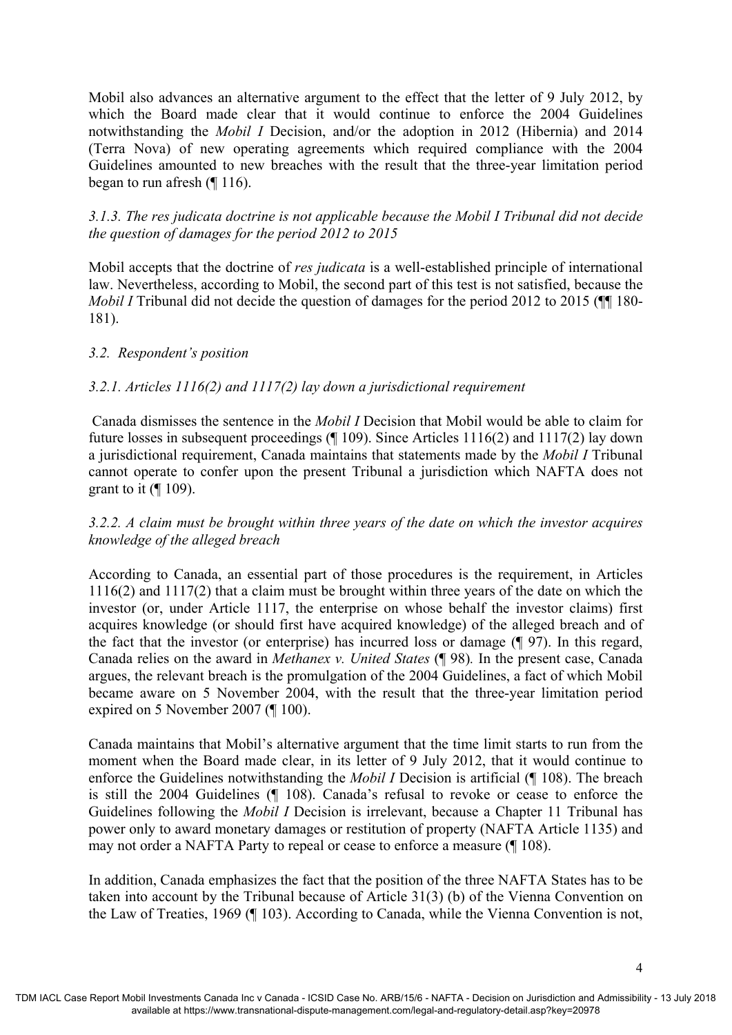Mobil also advances an alternative argument to the effect that the letter of 9 July 2012, by which the Board made clear that it would continue to enforce the 2004 Guidelines notwithstanding the *Mobil I* Decision, and/or the adoption in 2012 (Hibernia) and 2014 (Terra Nova) of new operating agreements which required compliance with the 2004 Guidelines amounted to new breaches with the result that the three-year limitation period began to run afresh (¶ 116).

*3.1.3. The res judicata doctrine is not applicable because the Mobil I Tribunal did not decide the question of damages for the period 2012 to 2015*

Mobil accepts that the doctrine of *res judicata* is a well-established principle of international law. Nevertheless, according to Mobil, the second part of this test is not satisfied, because the *Mobil I* Tribunal did not decide the question of damages for the period 2012 to 2015 (¶¶ 180-181).

*3.2. Respondent's position*

*3.2.1. Articles 1116(2) and 1117(2) lay down a jurisdictional requirement*

Canada dismisses the sentence in the *Mobil I* Decision that Mobil would be able to claim for future losses in subsequent proceedings (¶ 109). Since Articles 1116(2) and 1117(2) lay down a jurisdictional requirement, Canada maintains that statements made by the *Mobil I* Tribunal cannot operate to confer upon the present Tribunal a jurisdiction which NAFTA does not grant to it (¶ 109).

*3.2.2. A claim must be brought within three years of the date on which the investor acquires knowledge of the alleged breach*

According to Canada, an essential part of those procedures is the requirement, in Articles 1116(2) and 1117(2) that a claim must be brought within three years of the date on which the investor (or, under Article 1117, the enterprise on whose behalf the investor claims) first acquires knowledge (or should first have acquired knowledge) of the alleged breach and of the fact that the investor (or enterprise) has incurred loss or damage (¶ 97). In this regard, Canada relies on the award in *Methanex v. United States* (¶ 98)*.* In the present case, Canada argues, the relevant breach is the promulgation of the 2004 Guidelines, a fact of which Mobil became aware on 5 November 2004, with the result that the three-year limitation period expired on 5 November 2007 (¶ 100).

Canada maintains that Mobil's alternative argument that the time limit starts to run from the moment when the Board made clear, in its letter of 9 July 2012, that it would continue to enforce the Guidelines notwithstanding the *Mobil I* Decision is artificial (¶ 108). The breach is still the 2004 Guidelines (¶ 108). Canada's refusal to revoke or cease to enforce the Guidelines following the *Mobil I* Decision is irrelevant, because a Chapter 11 Tribunal has power only to award monetary damages or restitution of property (NAFTA Article 1135) and may not order a NAFTA Party to repeal or cease to enforce a measure (¶ 108).

In addition, Canada emphasizes the fact that the position of the three NAFTA States has to be taken into account by the Tribunal because of Article 31(3) (b) of the Vienna Convention on the Law of Treaties, 1969 (¶ 103). According to Canada, while the Vienna Convention is not,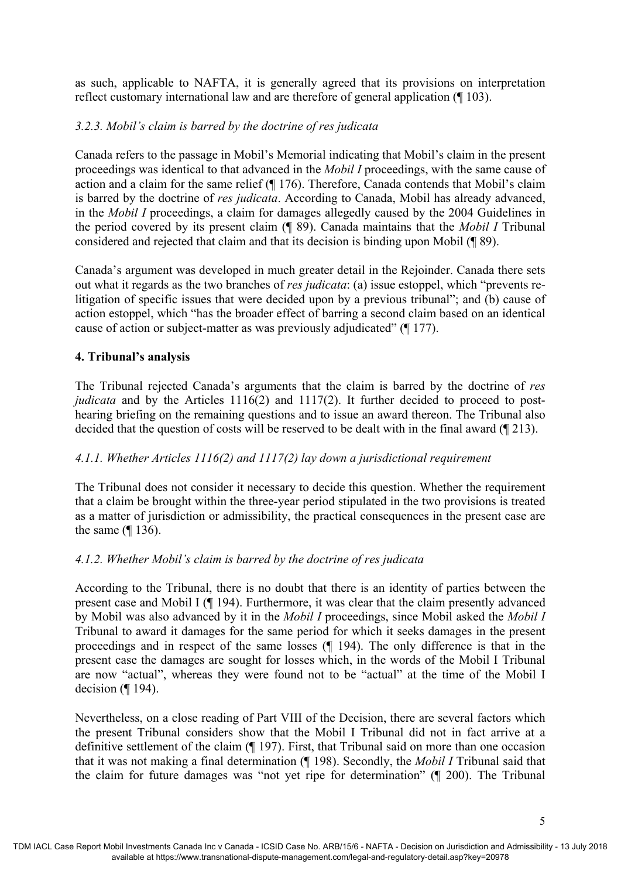as such, applicable to NAFTA, it is generally agreed that its provisions on interpretation reflect customary international law and are therefore of general application (¶ 103).

### *3.2.3. Mobil's claim is barred by the doctrine of res judicata*

Canada refers to the passage in Mobil's Memorial indicating that Mobil's claim in the present proceedings was identical to that advanced in the *Mobil I* proceedings, with the same cause of action and a claim for the same relief (¶ 176). Therefore, Canada contends that Mobil's claim is barred by the doctrine of *res judicata*. According to Canada, Mobil has already advanced, in the *Mobil I* proceedings, a claim for damages allegedly caused by the 2004 Guidelines in the period covered by its present claim (¶ 89). Canada maintains that the *Mobil I* Tribunal considered and rejected that claim and that its decision is binding upon Mobil (¶ 89).

Canada's argument was developed in much greater detail in the Rejoinder. Canada there sets out what it regards as the two branches of *res judicata*: (a) issue estoppel, which "prevents re-litigation of specific issues that were decided upon by a previous tribunal"; and (b) cause of action estoppel, which "has the broader effect of barring a second claim based on an identical cause of action or subject-matter as was previously adjudicated" (¶ 177).

## 4. Tribunal's analysis

The Tribunal rejected Canada's arguments that the claim is barred by the doctrine of *res judicata* and by the Articles 1116(2) and 1117(2). It further decided to proceed to post-hearing briefing on the remaining questions and to issue an award thereon. The Tribunal also decided that the question of costs will be reserved to be dealt with in the final award (¶ 213).

### *4.1.1. Whether Articles 1116(2) and 1117(2) lay down a jurisdictional requirement*

The Tribunal does not consider it necessary to decide this question. Whether the requirement that a claim be brought within the three-year period stipulated in the two provisions is treated as a matter of jurisdiction or admissibility, the practical consequences in the present case are the same (¶ 136).

### *4.1.2. Whether Mobil's claim is barred by the doctrine of res judicata*

According to the Tribunal, there is no doubt that there is an identity of parties between the present case and Mobil I (¶ 194). Furthermore, it was clear that the claim presently advanced by Mobil was also advanced by it in the *Mobil I* proceedings, since Mobil asked the *Mobil I* Tribunal to award it damages for the same period for which it seeks damages in the present proceedings and in respect of the same losses (¶ 194). The only difference is that in the present case the damages are sought for losses which, in the words of the Mobil I Tribunal are now "actual", whereas they were found not to be "actual" at the time of the Mobil I decision (¶ 194).

Nevertheless, on a close reading of Part VIII of the Decision, there are several factors which the present Tribunal considers show that the Mobil I Tribunal did not in fact arrive at a definitive settlement of the claim (¶ 197). First, that Tribunal said on more than one occasion that it was not making a final determination (¶ 198). Secondly, the *Mobil I* Tribunal said that the claim for future damages was "not yet ripe for determination" (¶ 200). The Tribunal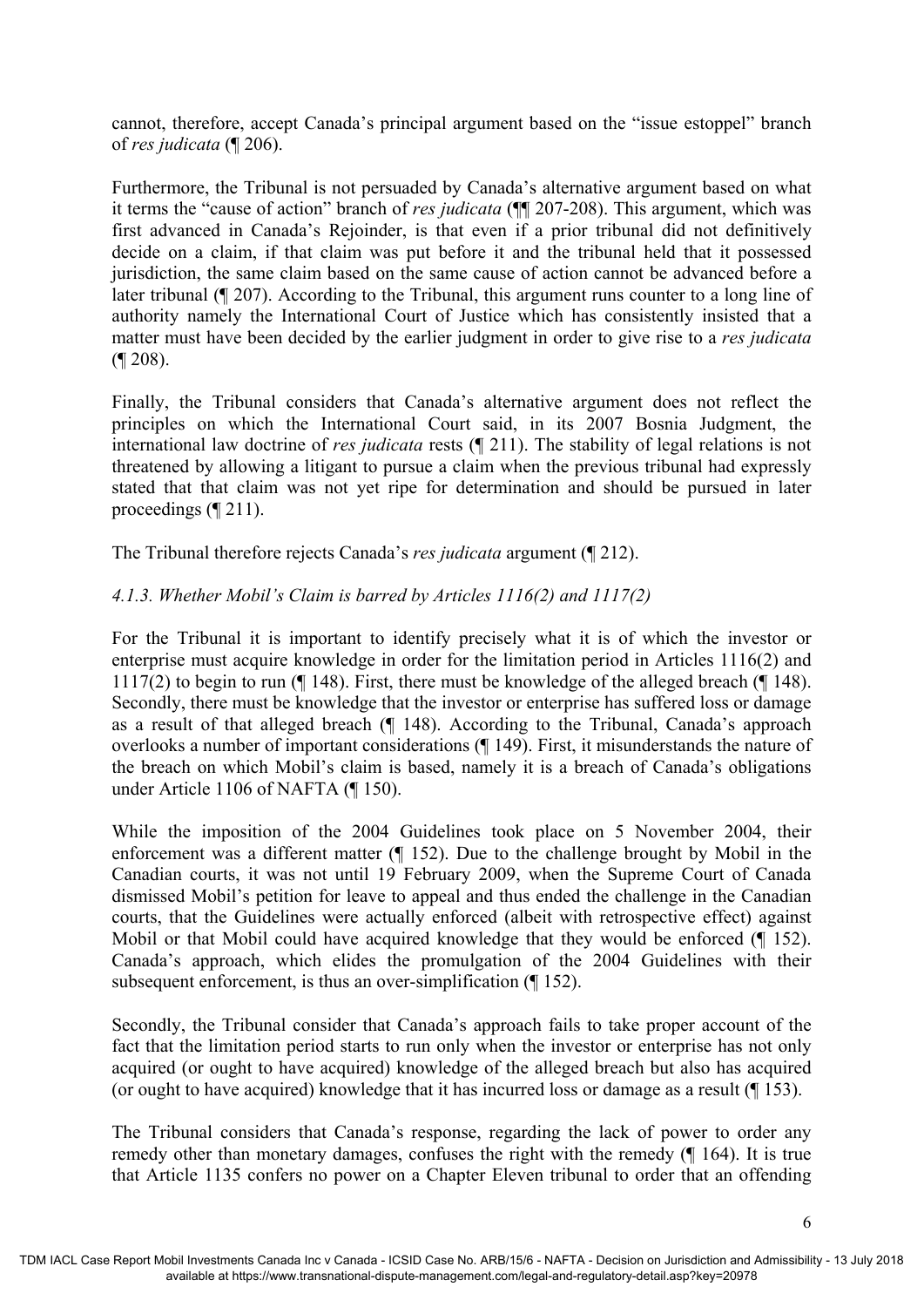cannot, therefore, accept Canada's principal argument based on the "issue estoppel" branch of *res judicata* (¶ 206).

Furthermore, the Tribunal is not persuaded by Canada's alternative argument based on what it terms the "cause of action" branch of *res judicata* (¶¶ 207-208). This argument, which was first advanced in Canada's Rejoinder, is that even if a prior tribunal did not definitively decide on a claim, if that claim was put before it and the tribunal held that it possessed jurisdiction, the same claim based on the same cause of action cannot be advanced before a later tribunal (¶ 207). According to the Tribunal, this argument runs counter to a long line of authority namely the International Court of Justice which has consistently insisted that a matter must have been decided by the earlier judgment in order to give rise to a *res judicata* (¶ 208).

Finally, the Tribunal considers that Canada's alternative argument does not reflect the principles on which the International Court said, in its 2007 Bosnia Judgment, the international law doctrine of *res judicata* rests (¶ 211). The stability of legal relations is not threatened by allowing a litigant to pursue a claim when the previous tribunal had expressly stated that that claim was not yet ripe for determination and should be pursued in later proceedings (¶ 211).

The Tribunal therefore rejects Canada's *res judicata* argument (¶ 212).

#### *4.1.3. Whether Mobil's Claim is barred by Articles 1116(2) and 1117(2)*

For the Tribunal it is important to identify precisely what it is of which the investor or enterprise must acquire knowledge in order for the limitation period in Articles 1116(2) and 1117(2) to begin to run (¶ 148). First, there must be knowledge of the alleged breach (¶ 148). Secondly, there must be knowledge that the investor or enterprise has suffered loss or damage as a result of that alleged breach (¶ 148). According to the Tribunal, Canada's approach overlooks a number of important considerations (¶ 149). First, it misunderstands the nature of the breach on which Mobil's claim is based, namely it is a breach of Canada's obligations under Article 1106 of NAFTA (¶ 150).

While the imposition of the 2004 Guidelines took place on 5 November 2004, their enforcement was a different matter (¶ 152). Due to the challenge brought by Mobil in the Canadian courts, it was not until 19 February 2009, when the Supreme Court of Canada dismissed Mobil's petition for leave to appeal and thus ended the challenge in the Canadian courts, that the Guidelines were actually enforced (albeit with retrospective effect) against Mobil or that Mobil could have acquired knowledge that they would be enforced (¶ 152). Canada's approach, which elides the promulgation of the 2004 Guidelines with their subsequent enforcement, is thus an over-simplification (¶ 152).

Secondly, the Tribunal consider that Canada's approach fails to take proper account of the fact that the limitation period starts to run only when the investor or enterprise has not only acquired (or ought to have acquired) knowledge of the alleged breach but also has acquired (or ought to have acquired) knowledge that it has incurred loss or damage as a result (¶ 153).

The Tribunal considers that Canada's response, regarding the lack of power to order any remedy other than monetary damages, confuses the right with the remedy (¶ 164). It is true that Article 1135 confers no power on a Chapter Eleven tribunal to order that an offending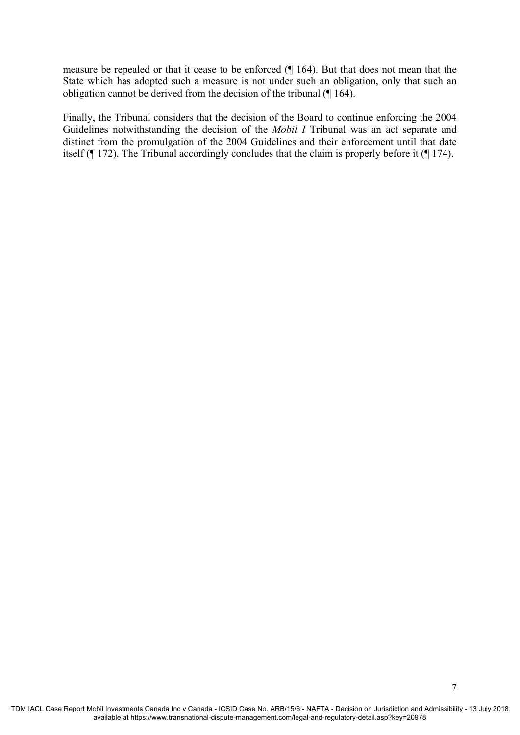measure be repealed or that it cease to be enforced (¶ 164). But that does not mean that the State which has adopted such a measure is not under such an obligation, only that such an obligation cannot be derived from the decision of the tribunal (¶ 164).

Finally, the Tribunal considers that the decision of the Board to continue enforcing the 2004 Guidelines notwithstanding the decision of the *Mobil I* Tribunal was an act separate and distinct from the promulgation of the 2004 Guidelines and their enforcement until that date itself (¶ 172). The Tribunal accordingly concludes that the claim is properly before it (¶ 174).